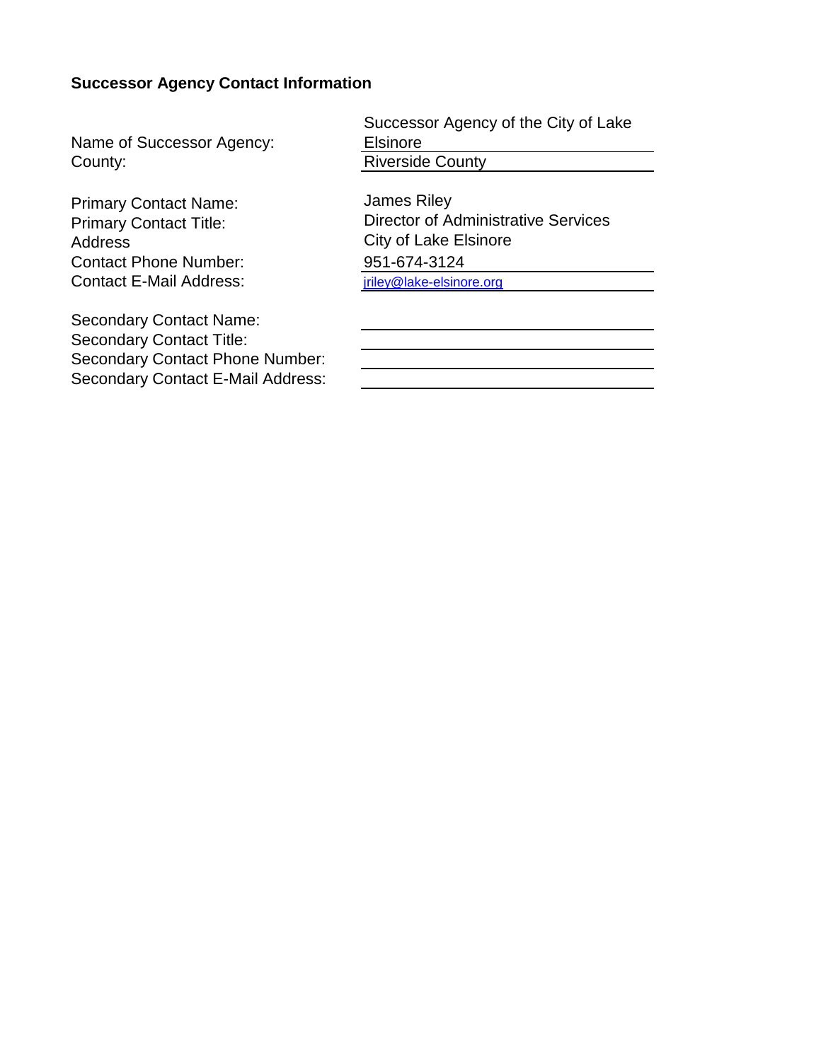**Successor Agency Contact Information**

| | |
|---|---|
| Name of Successor Agency: | Successor Agency of the City of Lake Elsinore |
| County: | Riverside County |
| | |
| Primary Contact Name: | James Riley |
| Primary Contact Title: | Director of Administrative Services |
| Address | City of Lake Elsinore |
| Contact Phone Number: | 951-674-3124 |
| Contact E-Mail Address: | jriley@lake-elsinore.org |
| | |
| Secondary Contact Name: | |
| Secondary Contact Title: | |
| Secondary Contact Phone Number: | |
| Secondary Contact E-Mail Address: | |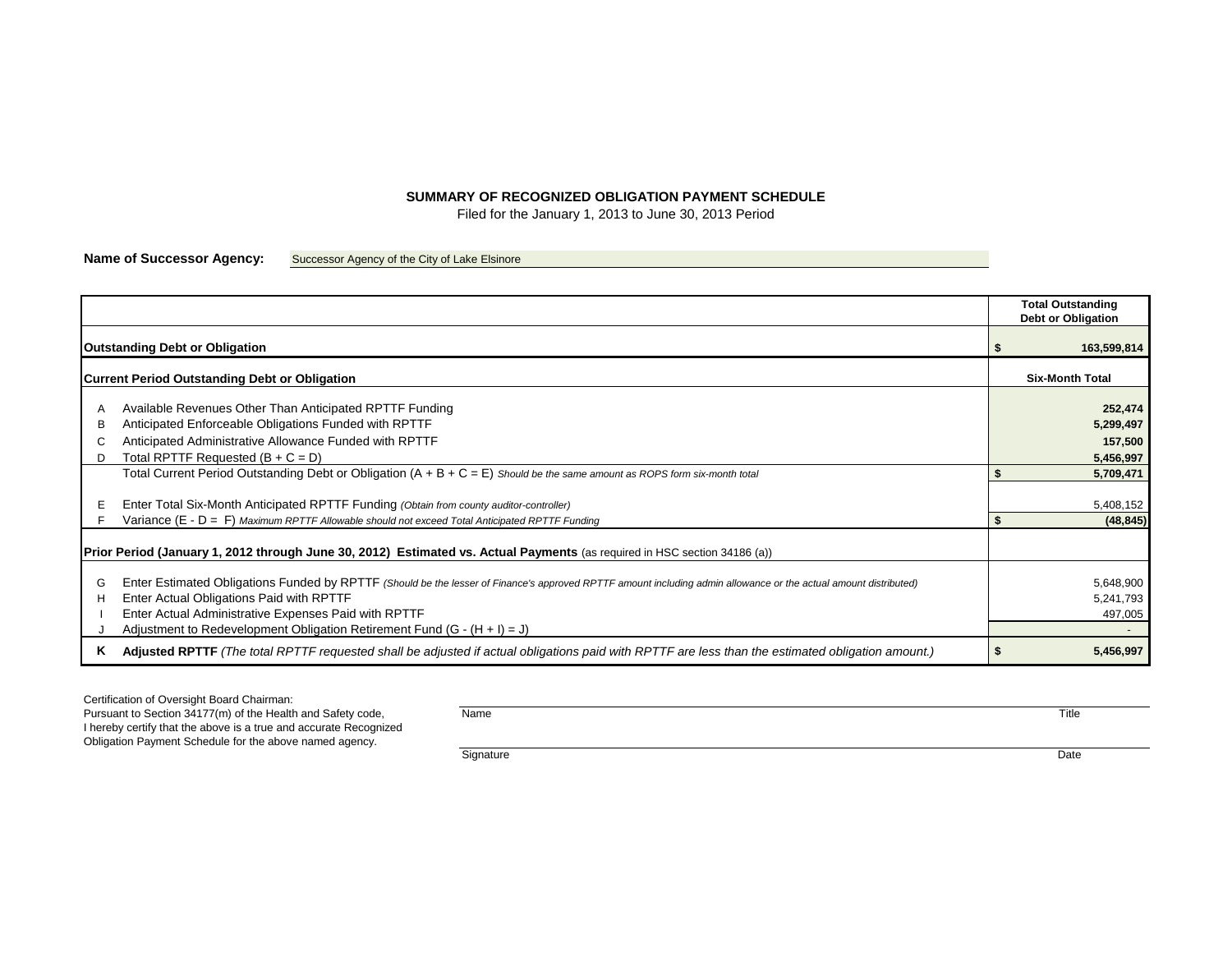## SUMMARY OF RECOGNIZED OBLIGATION PAYMENT SCHEDULE

Filed for the January 1, 2013 to June 30, 2013 Period

**Name of Successor Agency:** Successor Agency of the City of Lake Elsinore

| | | Total Outstanding Debt or Obligation |
|---|---|---|
| **Outstanding Debt or Obligation** | | **$ 163,599,814** |
| **Current Period Outstanding Debt or Obligation** | | **Six-Month Total** |
| A | Available Revenues Other Than Anticipated RPTTF Funding | **252,474** |
| B | Anticipated Enforceable Obligations Funded with RPTTF | **5,299,497** |
| C | Anticipated Administrative Allowance Funded with RPTTF | **157,500** |
| D | Total RPTTF Requested (B + C = D) | **5,456,997** |
| | Total Current Period Outstanding Debt or Obligation (A + B + C = E) *Should be the same amount as ROPS form six-month total* | **$ 5,709,471** |
| E | Enter Total Six-Month Anticipated RPTTF Funding *(Obtain from county auditor-controller)* | 5,408,152 |
| F | Variance (E - D = F) *Maximum RPTTF Allowable should not exceed Total Anticipated RPTTF Funding* | **$ (48,845)** |
| **Prior Period (January 1, 2012 through June 30, 2012) Estimated vs. Actual Payments** (as required in HSC section 34186 (a)) | | |
| G | Enter Estimated Obligations Funded by RPTTF *(Should be the lesser of Finance's approved RPTTF amount including admin allowance or the actual amount distributed)* | 5,648,900 |
| H | Enter Actual Obligations Paid with RPTTF | 5,241,793 |
| I | Enter Actual Administrative Expenses Paid with RPTTF | 497,005 |
| J | Adjustment to Redevelopment Obligation Retirement Fund (G - (H + I) = J) | - |
| **K** | **Adjusted RPTTF** *(The total RPTTF requested shall be adjusted if actual obligations paid with RPTTF are less than the estimated obligation amount.)* | **$ 5,456,997** |

Certification of Oversight Board Chairman:
Pursuant to Section 34177(m) of the Health and Safety code, I hereby certify that the above is a true and accurate Recognized Obligation Payment Schedule for the above named agency.

| Name | Title |
|---|---|
| Signature | Date |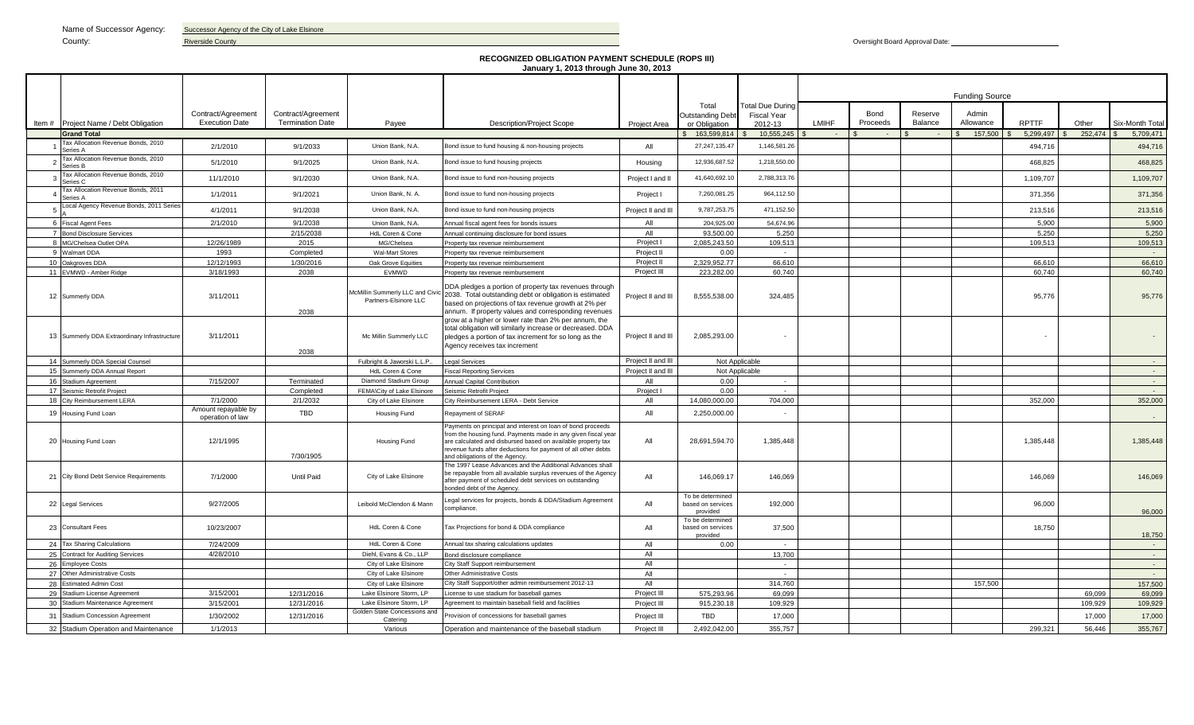Name of Successor Agency: Successor Agency of the City of Lake Elsinore

County: Riverside County

Oversight Board Approval Date: ______________________

## RECOGNIZED OBLIGATION PAYMENT SCHEDULE (ROPS III)

### January 1, 2013 through June 30, 2013

| Item # | Project Name / Debt Obligation | Contract/Agreement Execution Date | Contract/Agreement Termination Date | Payee | Description/Project Scope | Project Area | Total Outstanding Debt or Obligation | Total Due During Fiscal Year 2012-13 | Funding Source | | | | | | |
|---|---|---|---|---|---|---|---|---|---|---|---|---|---|---|---|
| | | | | | | | | | LMIHF | Bond Proceeds | Reserve Balance | Admin Allowance | RPTTF | Other | Six-Month Total |
| | **Grand Total** | | | | | | $ 163,599,814 | $ 10,555,245 | $ - | $ - | $ - | $ 157,500 | $ 5,299,497 | $ 252,474 | $ 5,709,471 |
| 1 | Tax Allocation Revenue Bonds, 2010 Series A | 2/1/2010 | 9/1/2033 | Union Bank, N.A. | Bond issue to fund housing & non-housing projects | All | 27,247,135.47 | 1,146,581.26 | | | | | 494,716 | | 494,716 |
| 2 | Tax Allocation Revenue Bonds, 2010 Series B | 5/1/2010 | 9/1/2025 | Union Bank, N.A. | Bond issue to fund housing projects | Housing | 12,936,687.52 | 1,218,550.00 | | | | | 468,825 | | 468,825 |
| 3 | Tax Allocation Revenue Bonds, 2010 Series C | 11/1/2010 | 9/1/2030 | Union Bank, N.A. | Bond issue to fund non-housing projects | Project I and II | 41,640,692.10 | 2,788,313.76 | | | | | 1,109,707 | | 1,109,707 |
| 4 | Tax Allocation Revenue Bonds, 2011 Series A | 1/1/2011 | 9/1/2021 | Union Bank, N. A. | Bond issue to fund non-housing projects | Project I | 7,260,081.25 | 964,112.50 | | | | | 371,356 | | 371,356 |
| 5 | Local Agency Revenue Bonds, 2011 Series A | 4/1/2011 | 9/1/2038 | Union Bank, N.A. | Bond issue to fund non-housing projects | Project II and III | 9,787,253.75 | 471,152.50 | | | | | 213,516 | | 213,516 |
| 6 | Fiscal Agent Fees | 2/1/2010 | 9/1/2038 | Union Bank, N.A. | Annual fiscal agent fees for bonds issues | All | 204,925.00 | 54,674.96 | | | | | 5,900 | | 5,900 |
| 7 | Bond Disclosure Services | | 2/15/2038 | HdL Coren & Cone | Annual continuing disclosure for bond issues | All | 93,500.00 | 5,250 | | | | | 5,250 | | 5,250 |
| 8 | MG/Chelsea Outlet OPA | 12/26/1989 | 2015 | MG/Chelsea | Property tax revenue reimbursement | Project I | 2,085,243.50 | 109,513 | | | | | 109,513 | | 109,513 |
| 9 | Walmart DDA | 1993 | Completed | Wal-Mart Stores | Property tax revenue reimbursement | Project II | 0.00 | - | | | | | | | - |
| 10 | Oakgroves DDA | 12/12/1993 | 1/30/2016 | Oak Grove Equities | Property tax revenue reimbursement | Project II | 2,329,952.77 | 66,610 | | | | | 66,610 | | 66,610 |
| 11 | EVMWD - Amber Ridge | 3/18/1993 | 2038 | EVMWD | Property tax revenue reimbursement | Project III | 223,282.00 | 60,740 | | | | | 60,740 | | 60,740 |
| 12 | Summerly DDA | 3/11/2011 | 2038 | McMillin Summerly LLC and Civic Partners-Elsinore LLC | DDA pledges a portion of property tax revenues through 2038. Total outstanding debt or obligation is estimated based on projections of tax revenue growth at 2% per annum. If property values and corresponding revenues | Project II and III | 8,555,538.00 | 324,485 | | | | | 95,776 | | 95,776 |
| 13 | Summerly DDA Extraordinary Infrastructure | 3/11/2011 | 2038 | Mc Millin Summerly LLC | grow at a higher or lower rate than 2% per annum, the total obligation will similarly increase or decreased. DDA pledges a portion of tax increment for so long as the Agency receives tax increment | Project II and III | 2,085,293.00 | - | | | | | - | | - |
| 14 | Summerly DDA Special Counsel | | | Fulbright & Jaworski L.L.P.. | Legal Services | Project II and III | Not Applicable | | | | | | | | - |
| 15 | Summerly DDA Annual Report | | | HdL Coren & Cone | Fiscal Reporting Services | Project II and III | Not Applicable | | | | | | | | - |
| 16 | Stadium Agreement | 7/15/2007 | Terminated | Diamond Stadium Group | Annual Capital Contribution | All | 0.00 | - | | | | | | | - |
| 17 | Seismic Retrofit Project | | Completed | FEMA\City of Lake Elsinore | Seismic Retrofit Project | Project I | 0.00 | - | | | | | | | - |
| 18 | City Reimbursement LERA | 7/1/2000 | 2/1/2032 | City of Lake Elsinore | City Reimbursement LERA - Debt Service | All | 14,080,000.00 | 704,000 | | | | | 352,000 | | 352,000 |
| 19 | Housing Fund Loan | Amount repayable by operation of law | TBD | Housing Fund | Repayment of SERAF | All | 2,250,000.00 | - | | | | | | | - |
| 20 | Housing Fund Loan | 12/1/1995 | 7/30/1905 | Housing Fund | Payments on principal and interest on loan of bond proceeds from the housing fund. Payments made in any given fiscal year are calculated and disbursed based on available property tax revenue funds after deductions for payment of all other debts and obligations of the Agency. | All | 28,691,594.70 | 1,385,448 | | | | | 1,385,448 | | 1,385,448 |
| 21 | City Bond Debt Service Requirements | 7/1/2000 | Until Paid | City of Lake Elsinore | The 1997 Lease Advances and the Additional Advances shall be repayable from all available surplus revenues of the Agency after payment of scheduled debt services on outstanding bonded debt of the Agency. | All | 146,069.17 | 146,069 | | | | | 146,069 | | 146,069 |
| 22 | Legal Services | 9/27/2005 | | Leibold McClendon & Mann | Legal services for projects, bonds & DDA/Stadium Agreement compliance. | All | To be determined based on services provided | 192,000 | | | | | 96,000 | | 96,000 |
| 23 | Consultant Fees | 10/23/2007 | | HdL Coren & Cone | Tax Projections for bond & DDA compliance | All | To be determined based on services provided | 37,500 | | | | | 18,750 | | 18,750 |
| 24 | Tax Sharing Calculations | 7/24/2009 | | HdL Coren & Cone | Annual tax sharing calculations updates | All | 0.00 | - | | | | | | | - |
| 25 | Contract for Auditing Services | 4/28/2010 | | Diehl, Evans & Co., LLP | Bond disclosure compliance | All | | 13,700 | | | | | | | - |
| 26 | Employee Costs | | | City of Lake Elsinore | City Staff Support reimbursement | All | | - | | | | | | | - |
| 27 | Other Administrative Costs | | | City of Lake Elsinore | Other Administrative Costs | All | | - | | | | | | | - |
| 28 | Estimated Admin Cost | | | City of Lake Elsinore | City Staff Support/other admin reimbursement 2012-13 | All | | 314,760 | | | | 157,500 | | | 157,500 |
| 29 | Stadium License Agreement | 3/15/2001 | 12/31/2016 | Lake Elsinore Storm, LP | License to use stadium for baseball games | Project III | 575,293.96 | 69,099 | | | | | | 69,099 | 69,099 |
| 30 | Stadium Maintenance Agreement | 3/15/2001 | 12/31/2016 | Lake Elsinore Storm, LP | Agreement to maintain baseball field and facilities | Project III | 915,230.18 | 109,929 | | | | | | 109,929 | 109,929 |
| 31 | Stadium Concession Agreement | 1/30/2002 | 12/31/2016 | Golden State Concessions and Catering | Provision of concessions for baseball games | Project III | TBD | 17,000 | | | | | | 17,000 | 17,000 |
| 32 | Stadium Operation and Maintenance | 1/1/2013 | | Various | Operation and maintenance of the baseball stadium | Project III | 2,492,042.00 | 355,757 | | | | | 299,321 | 56,446 | 355,767 |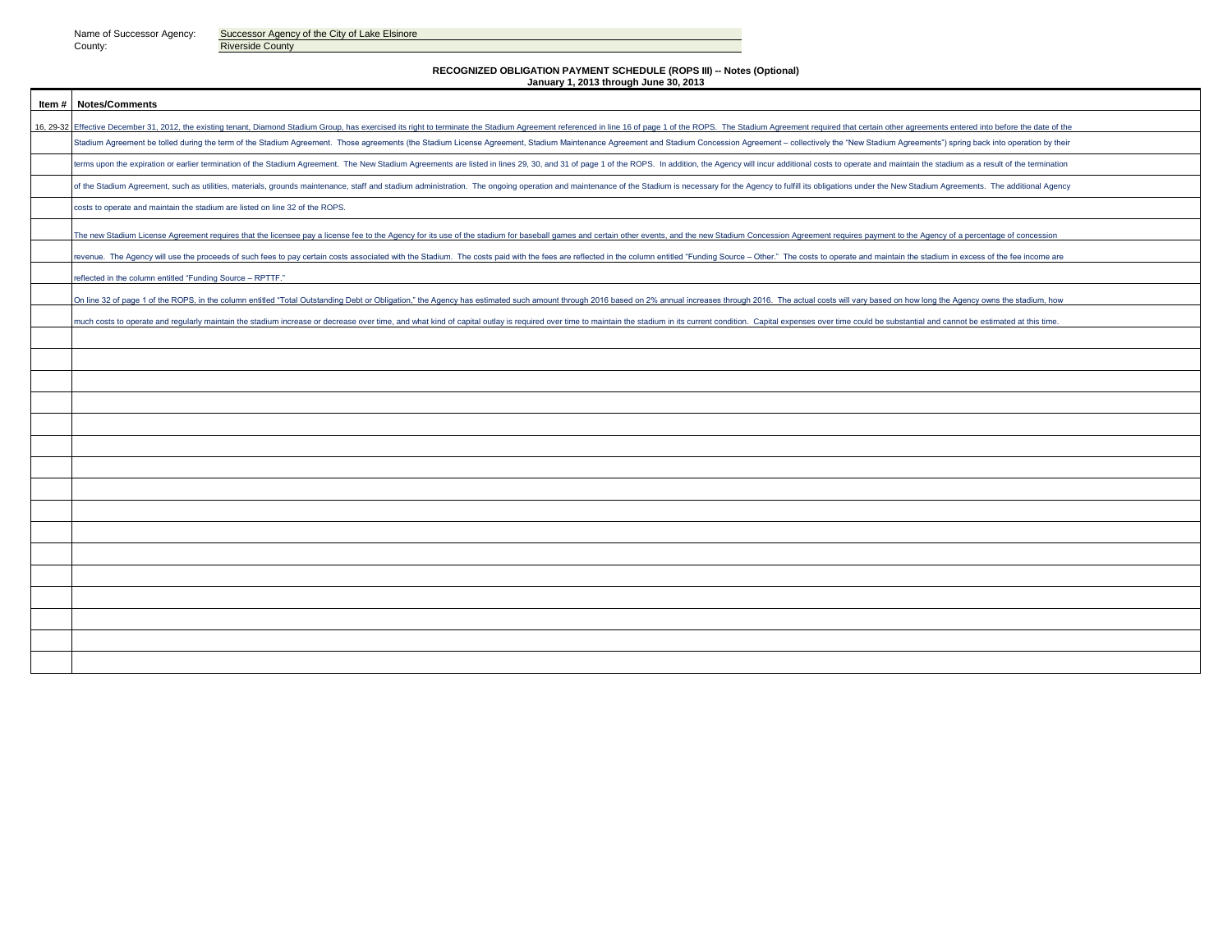Name of Successor Agency: Successor Agency of the City of Lake Elsinore
County: Riverside County

**RECOGNIZED OBLIGATION PAYMENT SCHEDULE (ROPS III) -- Notes (Optional)**
**January 1, 2013 through June 30, 2013**

| Item # | Notes/Comments |
|---|---|
| 16, 29-32 | Effective December 31, 2012, the existing tenant, Diamond Stadium Group, has exercised its right to terminate the Stadium Agreement referenced in line 16 of page 1 of the ROPS. The Stadium Agreement required that certain other agreements entered into before the date of the |
| | Stadium Agreement be tolled during the term of the Stadium Agreement. Those agreements (the Stadium License Agreement, Stadium Maintenance Agreement and Stadium Concession Agreement – collectively the "New Stadium Agreements") spring back into operation by their |
| | terms upon the expiration or earlier termination of the Stadium Agreement. The New Stadium Agreements are listed in lines 29, 30, and 31 of page 1 of the ROPS. In addition, the Agency will incur additional costs to operate and maintain the stadium as a result of the termination |
| | of the Stadium Agreement, such as utilities, materials, grounds maintenance, staff and stadium administration. The ongoing operation and maintenance of the Stadium is necessary for the Agency to fulfill its obligations under the New Stadium Agreements. The additional Agency |
| | costs to operate and maintain the stadium are listed on line 32 of the ROPS. |
| | The new Stadium License Agreement requires that the licensee pay a license fee to the Agency for its use of the stadium for baseball games and certain other events, and the new Stadium Concession Agreement requires payment to the Agency of a percentage of concession |
| | revenue. The Agency will use the proceeds of such fees to pay certain costs associated with the Stadium. The costs paid with the fees are reflected in the column entitled "Funding Source – Other." The costs to operate and maintain the stadium in excess of the fee income are |
| | reflected in the column entitled "Funding Source – RPTTF." |
| | On line 32 of page 1 of the ROPS, in the column entitled "Total Outstanding Debt or Obligation," the Agency has estimated such amount through 2016 based on 2% annual increases through 2016. The actual costs will vary based on how long the Agency owns the stadium, how |
| | much costs to operate and regularly maintain the stadium increase or decrease over time, and what kind of capital outlay is required over time to maintain the stadium in its current condition. Capital expenses over time could be substantial and cannot be estimated at this time. |
| | |
| | |
| | |
| | |
| | |
| | |
| | |
| | |
| | |
| | |
| | |
| | |
| | |
| | |
| | |
| | |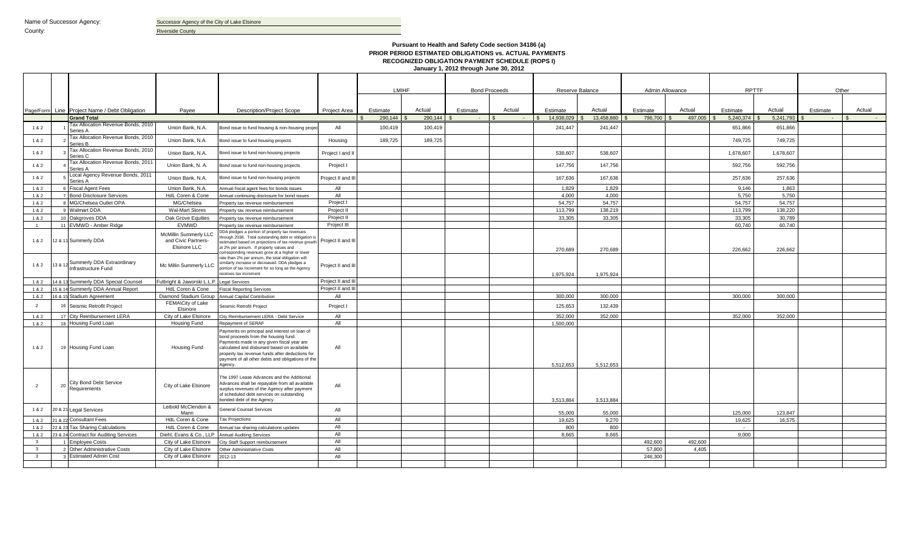Name of Successor Agency: Successor Agency of the City of Lake Elsinore

County: Riverside County

**Pursuant to Health and Safety Code section 34186 (a)**
**PRIOR PERIOD ESTIMATED OBLIGATIONS vs. ACTUAL PAYMENTS**
**RECOGNIZED OBLIGATION PAYMENT SCHEDULE (ROPS I)**
**January 1, 2012 through June 30, 2012**

| | | | | | | LMIHF | | Bond Proceeds | | Reserve Balance | | Admin Allowance | | RPTTF | | Other | |
|---|---|---|---|---|---|---|---|---|---|---|---|---|---|---|---|---|---|
| Page/Form | Line | Project Name / Debt Obligation | Payee | Description/Project Scope | Project Area | Estimate | Actual | Estimate | Actual | Estimate | Actual | Estimate | Actual | Estimate | Actual | Estimate | Actual |
| | | **Grand Total** | | | | $ 290,144 | $ 290,144 | $ - | $ - | $ 14,938,029 | $ 13,458,880 | $ 796,700 | $ 497,005 | $ 5,240,374 | $ 5,241,793 | $ - | $ - |
| 1 & 2 | 1 | Tax Allocation Revenue Bonds, 2010 Series A | Union Bank, N.A. | Bond issue to fund housing & non-housing projec | All | 100,419 | 100,419 | | | 241,447 | 241,447 | | | 651,866 | 651,866 | | |
| 1 & 2 | 2 | Tax Allocation Revenue Bonds, 2010 Series B | Union Bank, N.A. | Bond issue to fund housing projects | Housing | 189,725 | 189,725 | | | | | | | 749,725 | 749,725 | | |
| 1 & 2 | 3 | Tax Allocation Revenue Bonds, 2010 Series C | Union Bank, N.A. | Bond issue to fund non-housing projects | Project I and II | | | | | 538,607 | 538,607 | | | 1,678,607 | 1,678,607 | | |
| 1 & 2 | 4 | Tax Allocation Revenue Bonds, 2011 Series A | Union Bank, N. A. | Bond issue to fund non-housing projects | Project I | | | | | 147,756 | 147,756 | | | 592,756 | 592,756 | | |
| 1 & 2 | 5 | Local Agency Revenue Bonds, 2011 Series A | Union Bank, N.A. | Bond issue to fund non-housing projects | Project II and III | | | | | 167,636 | 167,636 | | | 257,636 | 257,636 | | |
| 1 & 2 | 6 | Fiscal Agent Fees | Union Bank, N.A. | Annual fiscal agent fees for bonds issues | All | | | | | 1,829 | 1,829 | | | 9,146 | 1,863 | | |
| 1 & 2 | 7 | Bond Disclosure Services | HdL Coren & Cone | Annual continuing disclosure for bond issues | All | | | | | 4,000 | 4,000 | | | 5,750 | 5,750 | | |
| 1 & 2 | 8 | MG/Chelsea Outlet OPA | MG/Chelsea | Property tax revenue reimbursement | Project I | | | | | 54,757 | 54,757 | | | 54,757 | 54,757 | | |
| 1 & 2 | 9 | Walmart DDA | Wal-Mart Stores | Property tax revenue reimbursement | Project II | | | | | 113,799 | 138,219 | | | 113,799 | 138,220 | | |
| 1 & 2 | 10 | Oakgroves DDA | Oak Grove Equities | Property tax revenue reimbursement | Project II | | | | | 33,305 | 33,305 | | | 33,305 | 30,789 | | |
| 1 | 11 | EVMWD - Amber Ridge | EVMWD | Property tax revenue reimbursement | Project III | | | | | | | | | 60,740 | 60,740 | | |
| 1 & 2 | 12 & 11 | Summerly DDA | McMillin Summerly LLC and Civic Partners-Elsinore LLC | DDA pledges a portion of property tax revenues through 2038. Total outstanding debt or obligation is estimated based on projections of tax revenue growth at 2% per annum. If property values and corresponding revenues grow at a higher or lower | Project II and III | | | | | 270,689 | 270,689 | | | 226,662 | 226,662 | | |
| 1 & 2 | 13 & 12 | Summerly DDA Extraordinary Infrastructure Fund | Mc Millin Summerly LLC | rate than 2% per annum, the total obligation will similarly increase or decreased. DDA pledges a portion of tax increment for so long as the Agency receives tax increment | Project II and III | | | | | 1,975,924 | 1,975,924 | | | | | | |
| 1 & 2 | 14 & 13 | Summerly DDA Special Counsel | Fulbright & Jaworski L.L.P. | Legal Services | Project II and III | | | | | | | | | | | | |
| 1 & 2 | 15 & 14 | Summerly DDA Annual Report | HdL Coren & Cone | Fiscal Reporting Services | Project II and III | | | | | | | | | | | | |
| 1 & 2 | 16 & 15 | Stadium Agreement | Diamond Stadium Group | Annual Capital Contribution | All | | | | | 300,000 | 300,000 | | | 300,000 | 300,000 | | |
| 2 | 16 | Seismic Retrofit Project | FEMA\City of Lake Elsinore | Seismic Retrofit Project | Project I | | | | | 125,653 | 132,439 | | | | | | |
| 1 & 2 | 17 | City Reimbursement LERA | City of Lake Elsinore | City Reimbursement LERA - Debt Service | All | | | | | 352,000 | 352,000 | | | 352,000 | 352,000 | | |
| 1 & 2 | 18 | Housing Fund Loan | Housing Fund | Repayment of SERAF | All | | | | | 1,500,000 | | | | | | | |
| 1 & 2 | 19 | Housing Fund Loan | Housing Fund | Payments on principal and interest on loan of bond proceeds from the housing fund. Payments made in any given fiscal year are calculated and disbursed based on available property tax revenue funds after deductions for payment of all other debts and obligations of the Agency. | All | | | | | 5,512,653 | 5,512,653 | | | | | | |
| 2 | 20 | City Bond Debt Service Requirements | City of Lake Elsinore | The 1997 Lease Advances and the Additional Advances shall be repayable from all available surplus revenues of the Agency after payment of scheduled debt services on outstanding bonded debt of the Agency. | All | | | | | 3,513,884 | 3,513,884 | | | | | | |
| 1 & 2 | 20 & 21 | Legal Services | Leibold McClendon & Mann | General Counsel Services | All | | | | | 55,000 | 55,000 | | | 125,000 | 123,847 | | |
| 1 & 2 | 21 & 22 | Consultant Fees | HdL Coren & Cone | Tax Projections | All | | | | | 19,625 | 9,270 | | | 19,625 | 16,575 | | |
| 1 & 2 | 22 & 23 | Tax Sharing Calculations | HdL Coren & Cone | Annual tax sharing calculations updates | All | | | | | 800 | 800 | | | - | | | |
| 1 & 2 | 23 & 24 | Contract for Auditing Services | Diehl, Evans & Co., LLP | Annual Auditing Services | All | | | | | 8,665 | 8,665 | | | 9,000 | | | |
| 3 | 1 | Employee Costs | City of Lake Elsinore | City Staff Support reimbursement | All | | | | | | | 492,600 | 492,600 | | | | |
| 3 | 2 | Other Administrative Costs | City of Lake Elsinore | Other Administrative Costs | All | | | | | | | 57,800 | 4,405 | | | | |
| 3 | 3 | Estimated Admin Cost | City of Lake Elsinore | 2012-13 | All | | | | | | | 246,300 | | | | | |